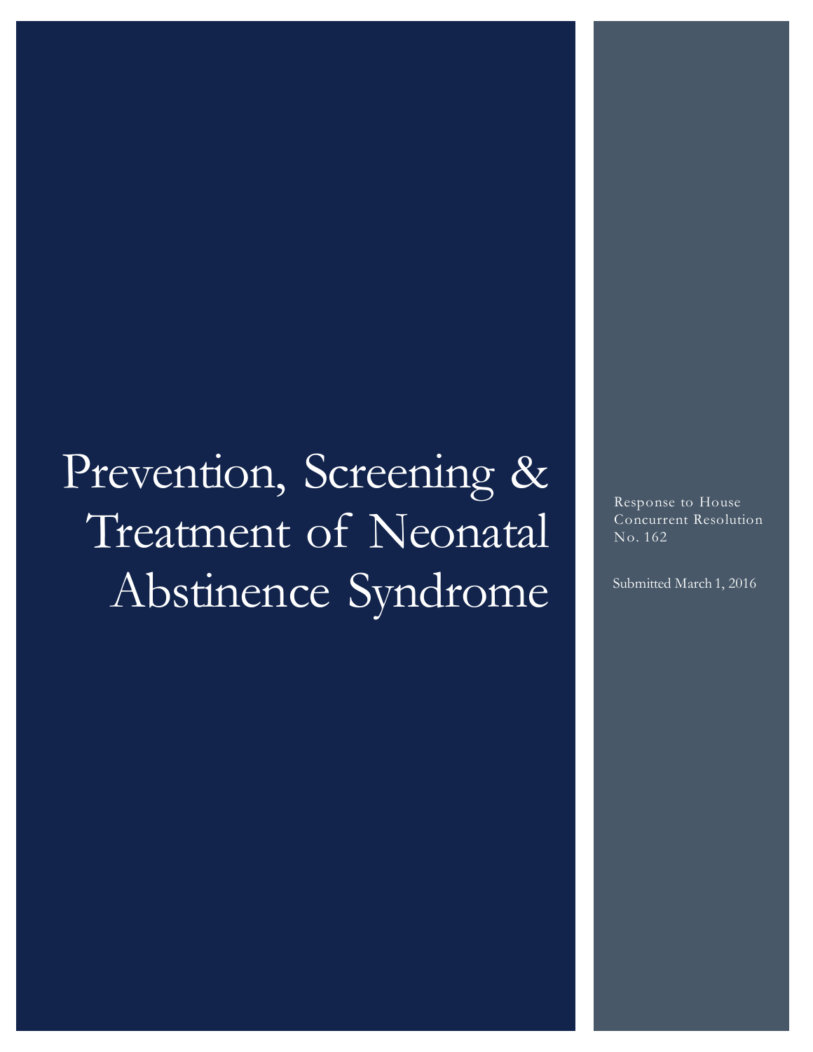# Prevention, Screening & Treatment of Neonatal Abstinence Syndrome

Response to House Concurrent Resolution No. 162

Submitted March 1, 2016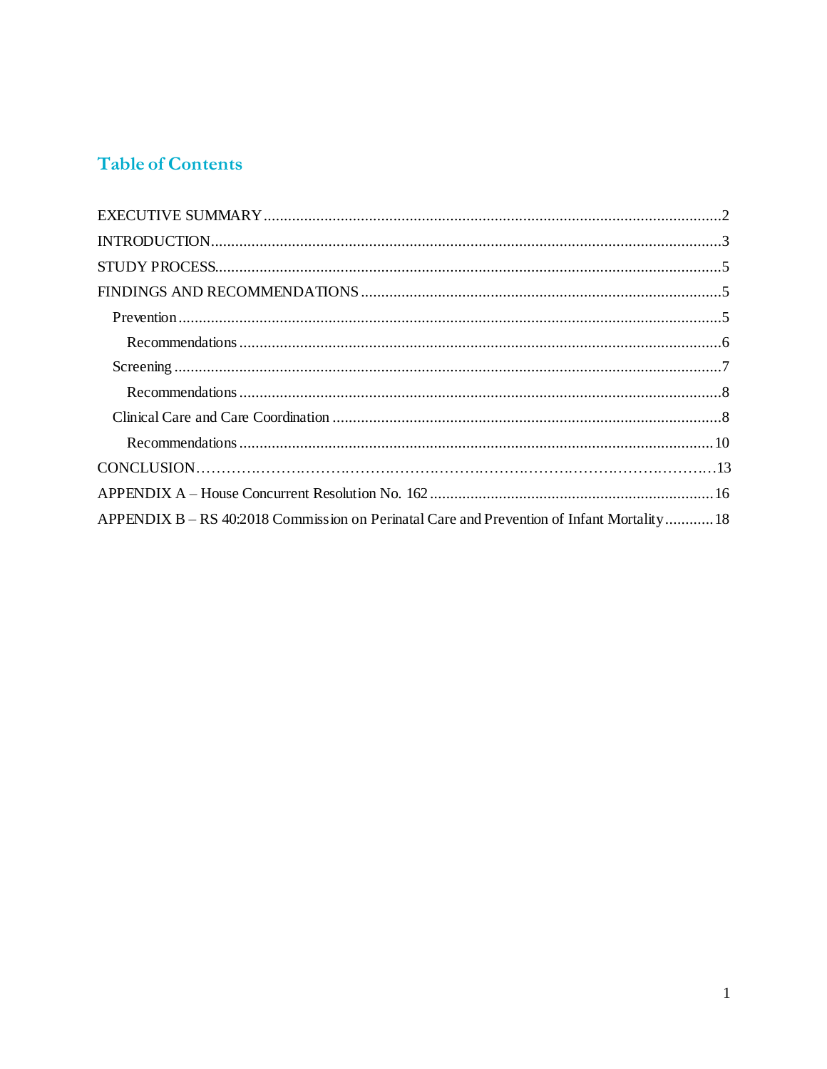# Table of Contents

EXECUTIVE SUMMARY ........................................................................................................2

INTRODUCTION ................................................................................................................3

STUDY PROCESS ..............................................................................................................5

FINDINGS AND RECOMMENDATIONS .............................................................................5

- Prevention ....................................................................................................................5
  - Recommendations ......................................................................................................6
- Screening .....................................................................................................................7
  - Recommendations ......................................................................................................8
- Clinical Care and Care Coordination ..............................................................................8
  - Recommendations ....................................................................................................10

CONCLUSION ..................................................................................................................13

APPENDIX A – House Concurrent Resolution No. 162 .......................................................16

APPENDIX B – RS 40:2018 Commission on Perinatal Care and Prevention of Infant Mortality ............18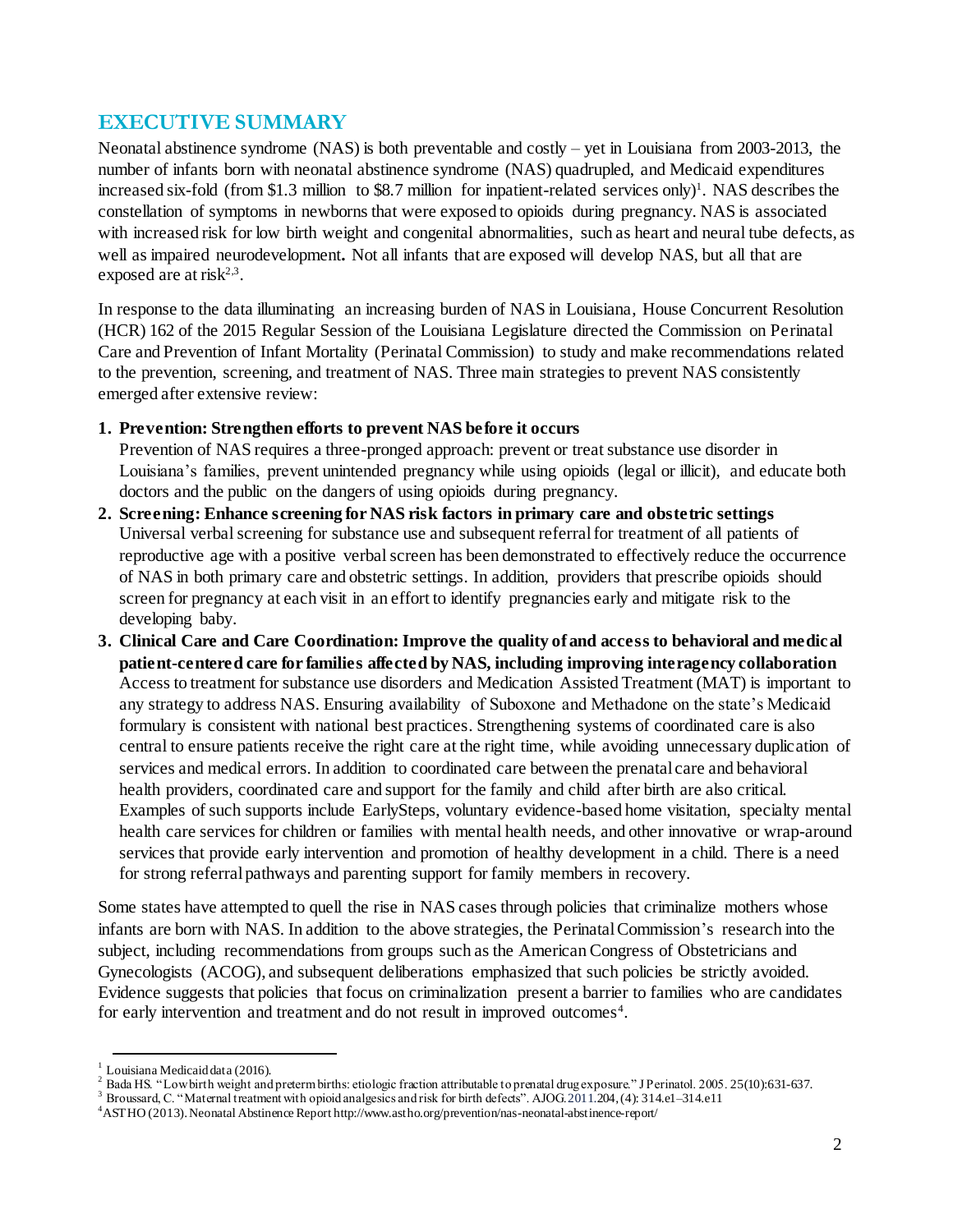## EXECUTIVE SUMMARY

Neonatal abstinence syndrome (NAS) is both preventable and costly – yet in Louisiana from 2003-2013, the number of infants born with neonatal abstinence syndrome (NAS) quadrupled, and Medicaid expenditures increased six-fold (from $1.3 million to $8.7 million for inpatient-related services only)[1]. NAS describes the constellation of symptoms in newborns that were exposed to opioids during pregnancy. NAS is associated with increased risk for low birth weight and congenital abnormalities, such as heart and neural tube defects, as well as impaired neurodevelopment**.** Not all infants that are exposed will develop NAS, but all that are exposed are at risk[2,3].

In response to the data illuminating an increasing burden of NAS in Louisiana, House Concurrent Resolution (HCR) 162 of the 2015 Regular Session of the Louisiana Legislature directed the Commission on Perinatal Care and Prevention of Infant Mortality (Perinatal Commission) to study and make recommendations related to the prevention, screening, and treatment of NAS. Three main strategies to prevent NAS consistently emerged after extensive review:

1. **Prevention: Strengthen efforts to prevent NAS before it occurs**
   Prevention of NAS requires a three-pronged approach: prevent or treat substance use disorder in Louisiana's families, prevent unintended pregnancy while using opioids (legal or illicit), and educate both doctors and the public on the dangers of using opioids during pregnancy.
2. **Screening: Enhance screening for NAS risk factors in primary care and obstetric settings**
   Universal verbal screening for substance use and subsequent referral for treatment of all patients of reproductive age with a positive verbal screen has been demonstrated to effectively reduce the occurrence of NAS in both primary care and obstetric settings. In addition, providers that prescribe opioids should screen for pregnancy at each visit in an effort to identify pregnancies early and mitigate risk to the developing baby.
3. **Clinical Care and Care Coordination: Improve the quality of and access to behavioral and medical patient-centered care for families affected by NAS, including improving interagency collaboration**
   Access to treatment for substance use disorders and Medication Assisted Treatment (MAT) is important to any strategy to address NAS. Ensuring availability of Suboxone and Methadone on the state's Medicaid formulary is consistent with national best practices. Strengthening systems of coordinated care is also central to ensure patients receive the right care at the right time, while avoiding unnecessary duplication of services and medical errors. In addition to coordinated care between the prenatal care and behavioral health providers, coordinated care and support for the family and child after birth are also critical. Examples of such supports include EarlySteps, voluntary evidence-based home visitation, specialty mental health care services for children or families with mental health needs, and other innovative or wrap-around services that provide early intervention and promotion of healthy development in a child. There is a need for strong referral pathways and parenting support for family members in recovery.

Some states have attempted to quell the rise in NAS cases through policies that criminalize mothers whose infants are born with NAS. In addition to the above strategies, the Perinatal Commission's research into the subject, including recommendations from groups such as the American Congress of Obstetricians and Gynecologists (ACOG), and subsequent deliberations emphasized that such policies be strictly avoided. Evidence suggests that policies that focus on criminalization present a barrier to families who are candidates for early intervention and treatment and do not result in improved outcomes[4].

---

[1] Louisiana Medicaid data (2016).

[2] Bada HS. "Low birth weight and preterm births: etiologic fraction attributable to prenatal drug exposure." J Perinatol. 2005. 25(10):631-637.

[3] Broussard, C. "Maternal treatment with opioid analgesics and risk for birth defects". AJOG.2011.204, (4): 314.e1–314.e11

[4] ASTHO (2013). Neonatal Abstinence Report http://www.astho.org/prevention/nas-neonatal-abstinence-report/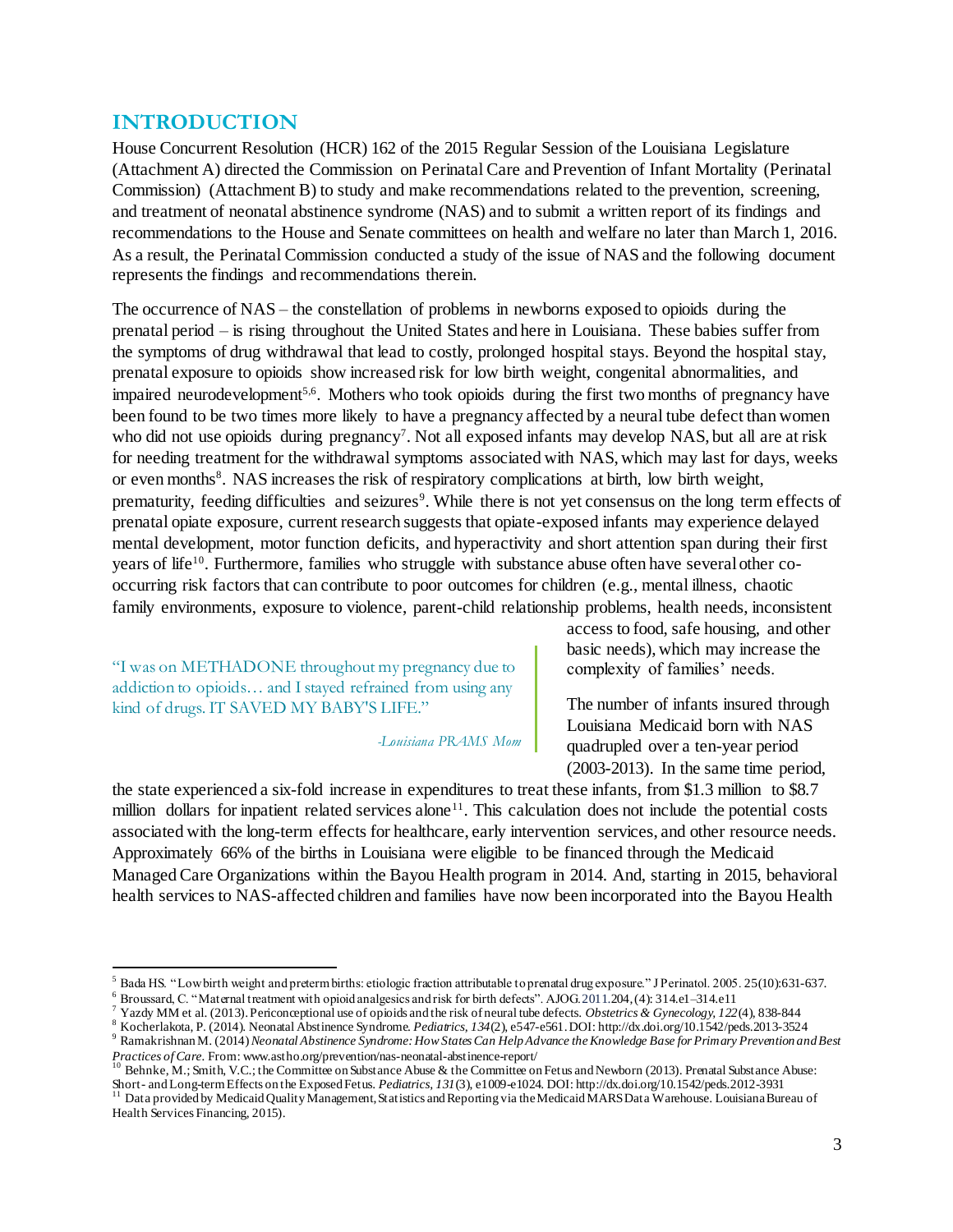## INTRODUCTION

House Concurrent Resolution (HCR) 162 of the 2015 Regular Session of the Louisiana Legislature (Attachment A) directed the Commission on Perinatal Care and Prevention of Infant Mortality (Perinatal Commission) (Attachment B) to study and make recommendations related to the prevention, screening, and treatment of neonatal abstinence syndrome (NAS) and to submit a written report of its findings and recommendations to the House and Senate committees on health and welfare no later than March 1, 2016. As a result, the Perinatal Commission conducted a study of the issue of NAS and the following document represents the findings and recommendations therein.

The occurrence of NAS – the constellation of problems in newborns exposed to opioids during the prenatal period – is rising throughout the United States and here in Louisiana. These babies suffer from the symptoms of drug withdrawal that lead to costly, prolonged hospital stays. Beyond the hospital stay, prenatal exposure to opioids show increased risk for low birth weight, congenital abnormalities, and impaired neurodevelopment[5,6]. Mothers who took opioids during the first two months of pregnancy have been found to be two times more likely to have a pregnancy affected by a neural tube defect than women who did not use opioids during pregnancy[7]. Not all exposed infants may develop NAS, but all are at risk for needing treatment for the withdrawal symptoms associated with NAS, which may last for days, weeks or even months[8]. NAS increases the risk of respiratory complications at birth, low birth weight, prematurity, feeding difficulties and seizures[9]. While there is not yet consensus on the long term effects of prenatal opiate exposure, current research suggests that opiate-exposed infants may experience delayed mental development, motor function deficits, and hyperactivity and short attention span during their first years of life[10]. Furthermore, families who struggle with substance abuse often have several other co-occurring risk factors that can contribute to poor outcomes for children (e.g., mental illness, chaotic family environments, exposure to violence, parent-child relationship problems, health needs, inconsistent access to food, safe housing, and other basic needs), which may increase the complexity of families' needs.

> "I was on METHADONE throughout my pregnancy due to addiction to opioids… and I stayed refrained from using any kind of drugs. IT SAVED MY BABY'S LIFE."
>
> *-Louisiana PRAMS Mom*

The number of infants insured through Louisiana Medicaid born with NAS quadrupled over a ten-year period (2003-2013). In the same time period, the state experienced a six-fold increase in expenditures to treat these infants, from $1.3 million to $8.7 million dollars for inpatient related services alone[11]. This calculation does not include the potential costs associated with the long-term effects for healthcare, early intervention services, and other resource needs. Approximately 66% of the births in Louisiana were eligible to be financed through the Medicaid Managed Care Organizations within the Bayou Health program in 2014. And, starting in 2015, behavioral health services to NAS-affected children and families have now been incorporated into the Bayou Health

---

[5] Bada HS. "Low birth weight and preterm births: etiologic fraction attributable to prenatal drug exposure." J Perinatol. 2005. 25(10):631-637.

[6] Broussard, C. "Maternal treatment with opioid analgesics and risk for birth defects". AJOG. 2011.204, (4): 314.e1–314.e11

[7] Yazdy MM et al. (2013). Periconceptional use of opioids and the risk of neural tube defects. *Obstetrics & Gynecology, 122*(4), 838-844

[8] Kocherlakota, P. (2014). Neonatal Abstinence Syndrome. *Pediatrics, 134*(2), e547-e561. DOI: http://dx.doi.org/10.1542/peds.2013-3524

[9] Ramakrishnan M. (2014) *Neonatal Abstinence Syndrome: How States Can Help Advance the Knowledge Base for Primary Prevention and Best Practices of Care.* From: www.astho.org/prevention/nas-neonatal-abstinence-report/

[10] Behnke, M.; Smith, V.C.; the Committee on Substance Abuse & the Committee on Fetus and Newborn (2013). Prenatal Substance Abuse: Short- and Long-term Effects on the Exposed Fetus. *Pediatrics, 131*(3), e1009-e1024. DOI: http://dx.doi.org/10.1542/peds.2012-3931

[11] Data provided by Medicaid Quality Management, Statistics and Reporting via the Medicaid MARS Data Warehouse. Louisiana Bureau of Health Services Financing, 2015).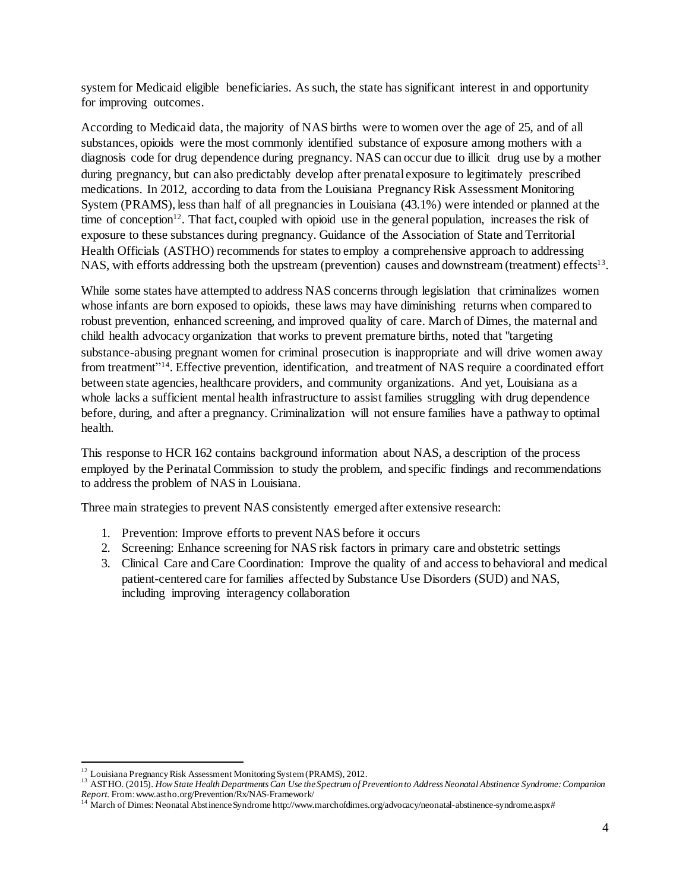system for Medicaid eligible beneficiaries. As such, the state has significant interest in and opportunity for improving outcomes.

According to Medicaid data, the majority of NAS births were to women over the age of 25, and of all substances, opioids were the most commonly identified substance of exposure among mothers with a diagnosis code for drug dependence during pregnancy. NAS can occur due to illicit drug use by a mother during pregnancy, but can also predictably develop after prenatal exposure to legitimately prescribed medications. In 2012, according to data from the Louisiana Pregnancy Risk Assessment Monitoring System (PRAMS), less than half of all pregnancies in Louisiana (43.1%) were intended or planned at the time of conception[12]. That fact, coupled with opioid use in the general population, increases the risk of exposure to these substances during pregnancy. Guidance of the Association of State and Territorial Health Officials (ASTHO) recommends for states to employ a comprehensive approach to addressing NAS, with efforts addressing both the upstream (prevention) causes and downstream (treatment) effects[13].

While some states have attempted to address NAS concerns through legislation that criminalizes women whose infants are born exposed to opioids, these laws may have diminishing returns when compared to robust prevention, enhanced screening, and improved quality of care. March of Dimes, the maternal and child health advocacy organization that works to prevent premature births, noted that "targeting substance-abusing pregnant women for criminal prosecution is inappropriate and will drive women away from treatment"[14]. Effective prevention, identification, and treatment of NAS require a coordinated effort between state agencies, healthcare providers, and community organizations. And yet, Louisiana as a whole lacks a sufficient mental health infrastructure to assist families struggling with drug dependence before, during, and after a pregnancy. Criminalization will not ensure families have a pathway to optimal health.

This response to HCR 162 contains background information about NAS, a description of the process employed by the Perinatal Commission to study the problem, and specific findings and recommendations to address the problem of NAS in Louisiana.

Three main strategies to prevent NAS consistently emerged after extensive research:

1. Prevention: Improve efforts to prevent NAS before it occurs
2. Screening: Enhance screening for NAS risk factors in primary care and obstetric settings
3. Clinical Care and Care Coordination: Improve the quality of and access to behavioral and medical patient-centered care for families affected by Substance Use Disorders (SUD) and NAS, including improving interagency collaboration

---

[12] Louisiana Pregnancy Risk Assessment Monitoring System (PRAMS), 2012.

[13] ASTHO. (2015). *How State Health Departments Can Use the Spectrum of Prevention to Address Neonatal Abstinence Syndrome: Companion Report.* From: www.astho.org/Prevention/Rx/NAS-Framework/

[14] March of Dimes: Neonatal Abstinence Syndrome http://www.marchofdimes.org/advocacy/neonatal-abstinence-syndrome.aspx#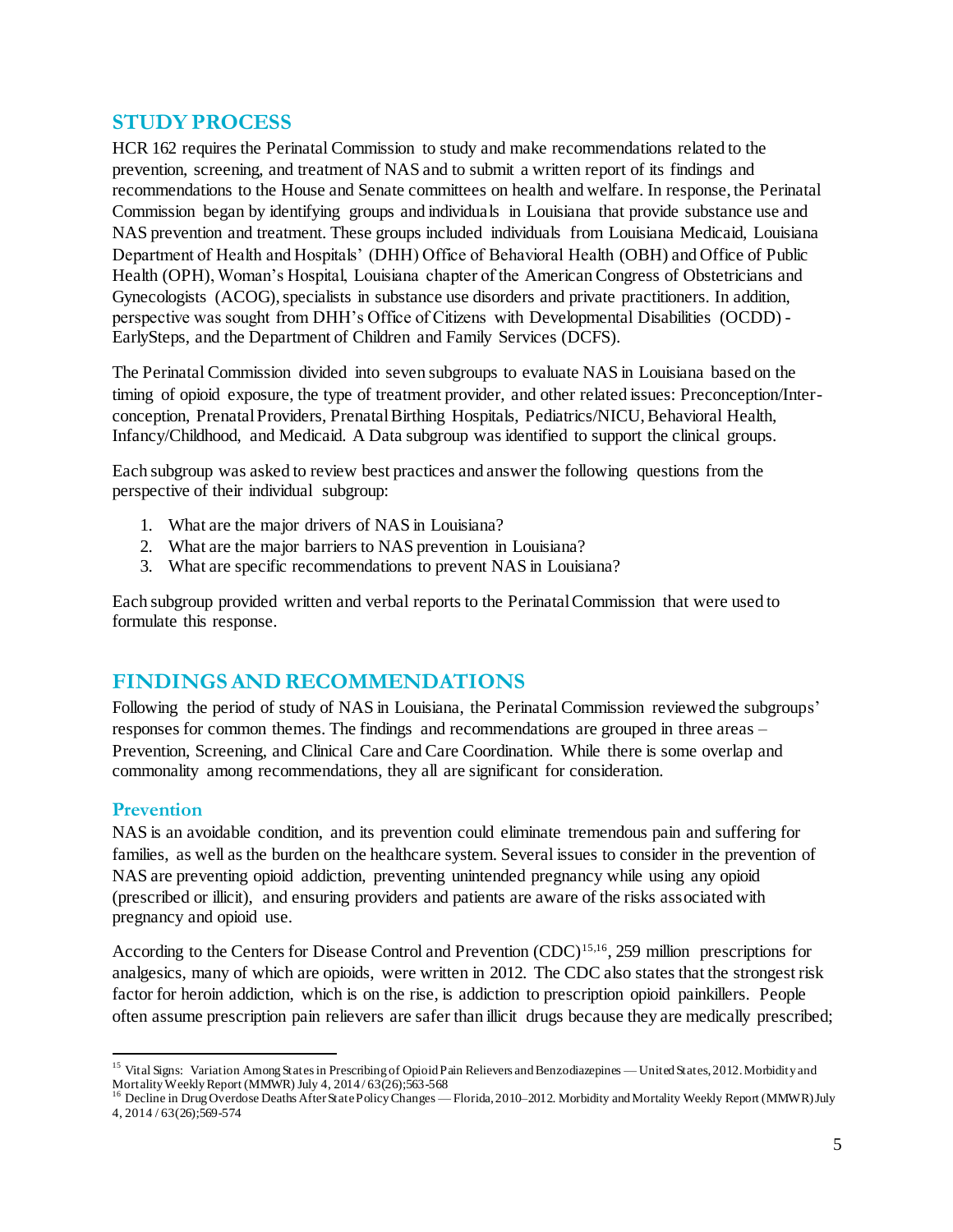## STUDY PROCESS

HCR 162 requires the Perinatal Commission to study and make recommendations related to the prevention, screening, and treatment of NAS and to submit a written report of its findings and recommendations to the House and Senate committees on health and welfare. In response, the Perinatal Commission began by identifying groups and individuals in Louisiana that provide substance use and NAS prevention and treatment. These groups included individuals from Louisiana Medicaid, Louisiana Department of Health and Hospitals' (DHH) Office of Behavioral Health (OBH) and Office of Public Health (OPH), Woman's Hospital, Louisiana chapter of the American Congress of Obstetricians and Gynecologists (ACOG), specialists in substance use disorders and private practitioners. In addition, perspective was sought from DHH's Office of Citizens with Developmental Disabilities (OCDD) - EarlySteps, and the Department of Children and Family Services (DCFS).

The Perinatal Commission divided into seven subgroups to evaluate NAS in Louisiana based on the timing of opioid exposure, the type of treatment provider, and other related issues: Preconception/Inter-conception, Prenatal Providers, Prenatal Birthing Hospitals, Pediatrics/NICU, Behavioral Health, Infancy/Childhood, and Medicaid. A Data subgroup was identified to support the clinical groups.

Each subgroup was asked to review best practices and answer the following questions from the perspective of their individual subgroup:

1. What are the major drivers of NAS in Louisiana?
2. What are the major barriers to NAS prevention in Louisiana?
3. What are specific recommendations to prevent NAS in Louisiana?

Each subgroup provided written and verbal reports to the Perinatal Commission that were used to formulate this response.

## FINDINGS AND RECOMMENDATIONS

Following the period of study of NAS in Louisiana, the Perinatal Commission reviewed the subgroups' responses for common themes. The findings and recommendations are grouped in three areas – Prevention, Screening, and Clinical Care and Care Coordination. While there is some overlap and commonality among recommendations, they all are significant for consideration.

### Prevention

NAS is an avoidable condition, and its prevention could eliminate tremendous pain and suffering for families, as well as the burden on the healthcare system. Several issues to consider in the prevention of NAS are preventing opioid addiction, preventing unintended pregnancy while using any opioid (prescribed or illicit), and ensuring providers and patients are aware of the risks associated with pregnancy and opioid use.

According to the Centers for Disease Control and Prevention (CDC)[15,16], 259 million prescriptions for analgesics, many of which are opioids, were written in 2012. The CDC also states that the strongest risk factor for heroin addiction, which is on the rise, is addiction to prescription opioid painkillers. People often assume prescription pain relievers are safer than illicit drugs because they are medically prescribed;

---

[15] Vital Signs: Variation Among States in Prescribing of Opioid Pain Relievers and Benzodiazepines — United States, 2012. Morbidity and Mortality Weekly Report (MMWR) July 4, 2014 / 63(26);563-568

[16] Decline in Drug Overdose Deaths After State Policy Changes — Florida, 2010–2012. Morbidity and Mortality Weekly Report (MMWR) July 4, 2014 / 63(26);569-574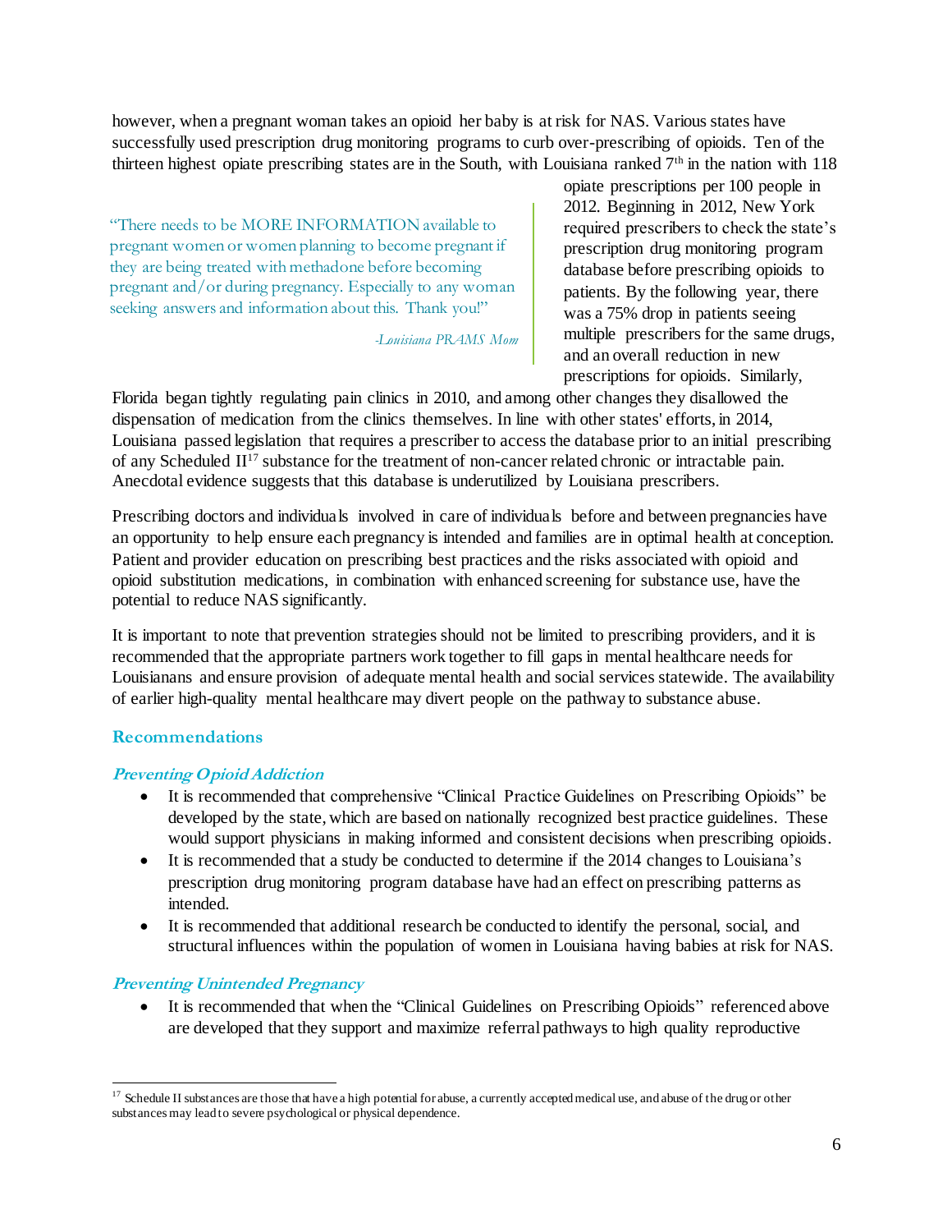however, when a pregnant woman takes an opioid her baby is at risk for NAS. Various states have successfully used prescription drug monitoring programs to curb over-prescribing of opioids. Ten of the thirteen highest opiate prescribing states are in the South, with Louisiana ranked 7th in the nation with 118 opiate prescriptions per 100 people in 2012. Beginning in 2012, New York required prescribers to check the state's prescription drug monitoring program database before prescribing opioids to patients. By the following year, there was a 75% drop in patients seeing multiple prescribers for the same drugs, and an overall reduction in new prescriptions for opioids. Similarly, Florida began tightly regulating pain clinics in 2010, and among other changes they disallowed the dispensation of medication from the clinics themselves. In line with other states' efforts, in 2014, Louisiana passed legislation that requires a prescriber to access the database prior to an initial prescribing of any Schedule II[17] substance for the treatment of non-cancer related chronic or intractable pain. Anecdotal evidence suggests that this database is underutilized by Louisiana prescribers.

> "There needs to be MORE INFORMATION available to pregnant women or women planning to become pregnant if they are being treated with methadone before becoming pregnant and/or during pregnancy. Especially to any woman seeking answers and information about this. Thank you!"
>
> *-Louisiana PRAMS Mom*

Prescribing doctors and individuals involved in care of individuals before and between pregnancies have an opportunity to help ensure each pregnancy is intended and families are in optimal health at conception. Patient and provider education on prescribing best practices and the risks associated with opioid and opioid substitution medications, in combination with enhanced screening for substance use, have the potential to reduce NAS significantly.

It is important to note that prevention strategies should not be limited to prescribing providers, and it is recommended that the appropriate partners work together to fill gaps in mental healthcare needs for Louisianans and ensure provision of adequate mental health and social services statewide. The availability of earlier high-quality mental healthcare may divert people on the pathway to substance abuse.

## Recommendations

### *Preventing Opioid Addiction*

- It is recommended that comprehensive "Clinical Practice Guidelines on Prescribing Opioids" be developed by the state, which are based on nationally recognized best practice guidelines. These would support physicians in making informed and consistent decisions when prescribing opioids.
- It is recommended that a study be conducted to determine if the 2014 changes to Louisiana's prescription drug monitoring program database have had an effect on prescribing patterns as intended.
- It is recommended that additional research be conducted to identify the personal, social, and structural influences within the population of women in Louisiana having babies at risk for NAS.

### *Preventing Unintended Pregnancy*

- It is recommended that when the "Clinical Guidelines on Prescribing Opioids" referenced above are developed that they support and maximize referral pathways to high quality reproductive

[17] Schedule II substances are those that have a high potential for abuse, a currently accepted medical use, and abuse of the drug or other substances may lead to severe psychological or physical dependence.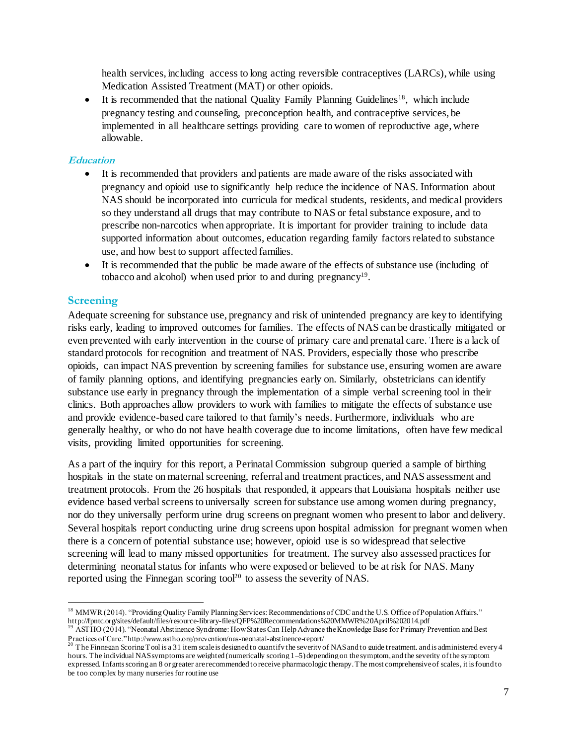health services, including access to long acting reversible contraceptives (LARCs), while using Medication Assisted Treatment (MAT) or other opioids.

- It is recommended that the national Quality Family Planning Guidelines[18], which include pregnancy testing and counseling, preconception health, and contraceptive services, be implemented in all healthcare settings providing care to women of reproductive age, where allowable.

### *Education*

- It is recommended that providers and patients are made aware of the risks associated with pregnancy and opioid use to significantly help reduce the incidence of NAS. Information about NAS should be incorporated into curricula for medical students, residents, and medical providers so they understand all drugs that may contribute to NAS or fetal substance exposure, and to prescribe non-narcotics when appropriate. It is important for provider training to include data supported information about outcomes, education regarding family factors related to substance use, and how best to support affected families.
- It is recommended that the public be made aware of the effects of substance use (including of tobacco and alcohol) when used prior to and during pregnancy[19].

## Screening

Adequate screening for substance use, pregnancy and risk of unintended pregnancy are key to identifying risks early, leading to improved outcomes for families. The effects of NAS can be drastically mitigated or even prevented with early intervention in the course of primary care and prenatal care. There is a lack of standard protocols for recognition and treatment of NAS. Providers, especially those who prescribe opioids, can impact NAS prevention by screening families for substance use, ensuring women are aware of family planning options, and identifying pregnancies early on. Similarly, obstetricians can identify substance use early in pregnancy through the implementation of a simple verbal screening tool in their clinics. Both approaches allow providers to work with families to mitigate the effects of substance use and provide evidence-based care tailored to that family's needs. Furthermore, individuals who are generally healthy, or who do not have health coverage due to income limitations, often have few medical visits, providing limited opportunities for screening.

As a part of the inquiry for this report, a Perinatal Commission subgroup queried a sample of birthing hospitals in the state on maternal screening, referral and treatment practices, and NAS assessment and treatment protocols. From the 26 hospitals that responded, it appears that Louisiana hospitals neither use evidence based verbal screens to universally screen for substance use among women during pregnancy, nor do they universally perform urine drug screens on pregnant women who present to labor and delivery. Several hospitals report conducting urine drug screens upon hospital admission for pregnant women when there is a concern of potential substance use; however, opioid use is so widespread that selective screening will lead to many missed opportunities for treatment. The survey also assessed practices for determining neonatal status for infants who were exposed or believed to be at risk for NAS. Many reported using the Finnegan scoring tool[20] to assess the severity of NAS.

---

[18] MMWR (2014). "Providing Quality Family Planning Services: Recommendations of CDC and the U.S. Office of Population Affairs." http://fpntc.org/sites/default/files/resource-library-files/QFP%20Recommendations%20MMWR%20April%202014.pdf

[19] ASTHO (2014). "Neonatal Abstinence Syndrome: How States Can Help Advance the Knowledge Base for Primary Prevention and Best Practices of Care." http://www.astho.org/prevention/nas-neonatal-abstinence-report/

[20] The Finnegan Scoring Tool is a 31 item scale is designed to quantify the severity of NAS and to guide treatment, and is administered every 4 hours. The individual NAS symptoms are weighted (numerically scoring 1–5) depending on the symptom, and the severity of the symptom expressed. Infants scoring an 8 or greater are recommended to receive pharmacologic therapy. The most comprehensive of scales, it is found to be too complex by many nurseries for routine use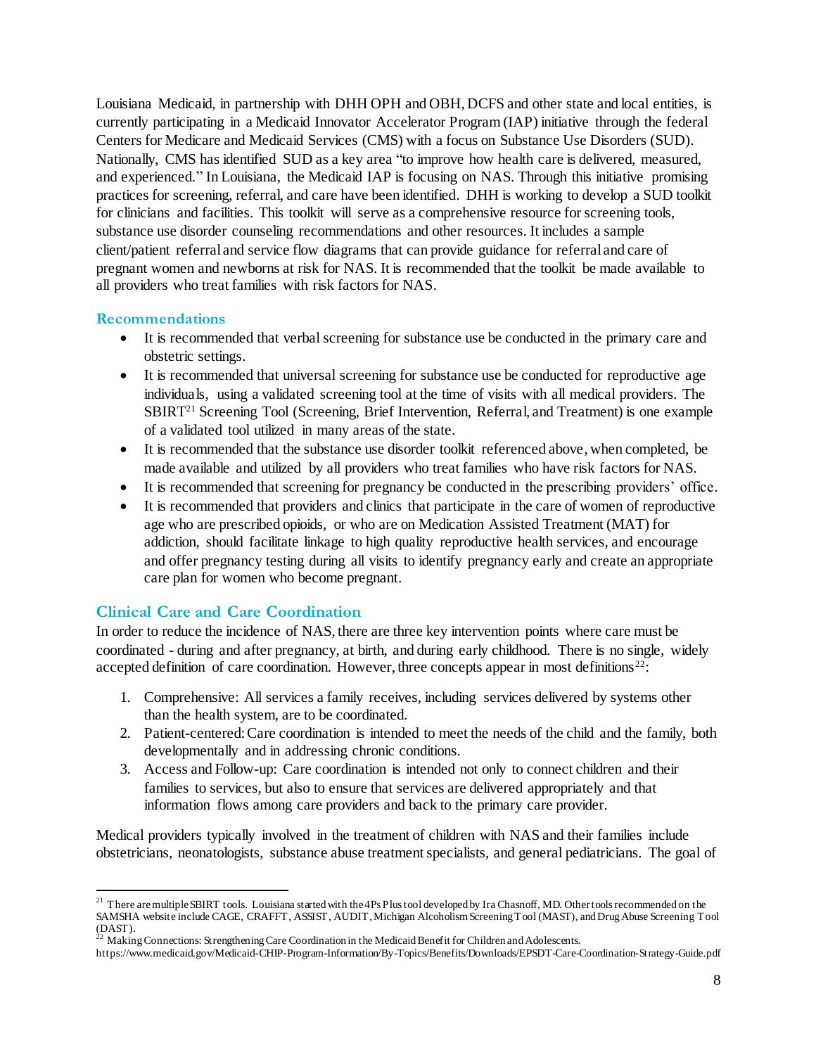Louisiana Medicaid, in partnership with DHH OPH and OBH, DCFS and other state and local entities, is currently participating in a Medicaid Innovator Accelerator Program (IAP) initiative through the federal Centers for Medicare and Medicaid Services (CMS) with a focus on Substance Use Disorders (SUD). Nationally, CMS has identified SUD as a key area "to improve how health care is delivered, measured, and experienced." In Louisiana, the Medicaid IAP is focusing on NAS. Through this initiative promising practices for screening, referral, and care have been identified. DHH is working to develop a SUD toolkit for clinicians and facilities. This toolkit will serve as a comprehensive resource for screening tools, substance use disorder counseling recommendations and other resources. It includes a sample client/patient referral and service flow diagrams that can provide guidance for referral and care of pregnant women and newborns at risk for NAS. It is recommended that the toolkit be made available to all providers who treat families with risk factors for NAS.

### Recommendations

- It is recommended that verbal screening for substance use be conducted in the primary care and obstetric settings.
- It is recommended that universal screening for substance use be conducted for reproductive age individuals, using a validated screening tool at the time of visits with all medical providers. The SBIRT[21] Screening Tool (Screening, Brief Intervention, Referral, and Treatment) is one example of a validated tool utilized in many areas of the state.
- It is recommended that the substance use disorder toolkit referenced above, when completed, be made available and utilized by all providers who treat families who have risk factors for NAS.
- It is recommended that screening for pregnancy be conducted in the prescribing providers' office.
- It is recommended that providers and clinics that participate in the care of women of reproductive age who are prescribed opioids, or who are on Medication Assisted Treatment (MAT) for addiction, should facilitate linkage to high quality reproductive health services, and encourage and offer pregnancy testing during all visits to identify pregnancy early and create an appropriate care plan for women who become pregnant.

## Clinical Care and Care Coordination

In order to reduce the incidence of NAS, there are three key intervention points where care must be coordinated - during and after pregnancy, at birth, and during early childhood. There is no single, widely accepted definition of care coordination. However, three concepts appear in most definitions[22]:

1. Comprehensive: All services a family receives, including services delivered by systems other than the health system, are to be coordinated.
2. Patient-centered: Care coordination is intended to meet the needs of the child and the family, both developmentally and in addressing chronic conditions.
3. Access and Follow-up: Care coordination is intended not only to connect children and their families to services, but also to ensure that services are delivered appropriately and that information flows among care providers and back to the primary care provider.

Medical providers typically involved in the treatment of children with NAS and their families include obstetricians, neonatologists, substance abuse treatment specialists, and general pediatricians. The goal of

---

[21] There are multiple SBIRT tools. Louisiana started with the 4Ps Plus tool developed by Ira Chasnoff, MD. Other tools recommended on the SAMSHA website include CAGE, CRAFFT, ASSIST, AUDIT, Michigan Alcoholism Screening Tool (MAST), and Drug Abuse Screening Tool (DAST).

[22] Making Connections: Strengthening Care Coordination in the Medicaid Benefit for Children and Adolescents. https://www.medicaid.gov/Medicaid-CHIP-Program-Information/By-Topics/Benefits/Downloads/EPSDT-Care-Coordination-Strategy-Guide.pdf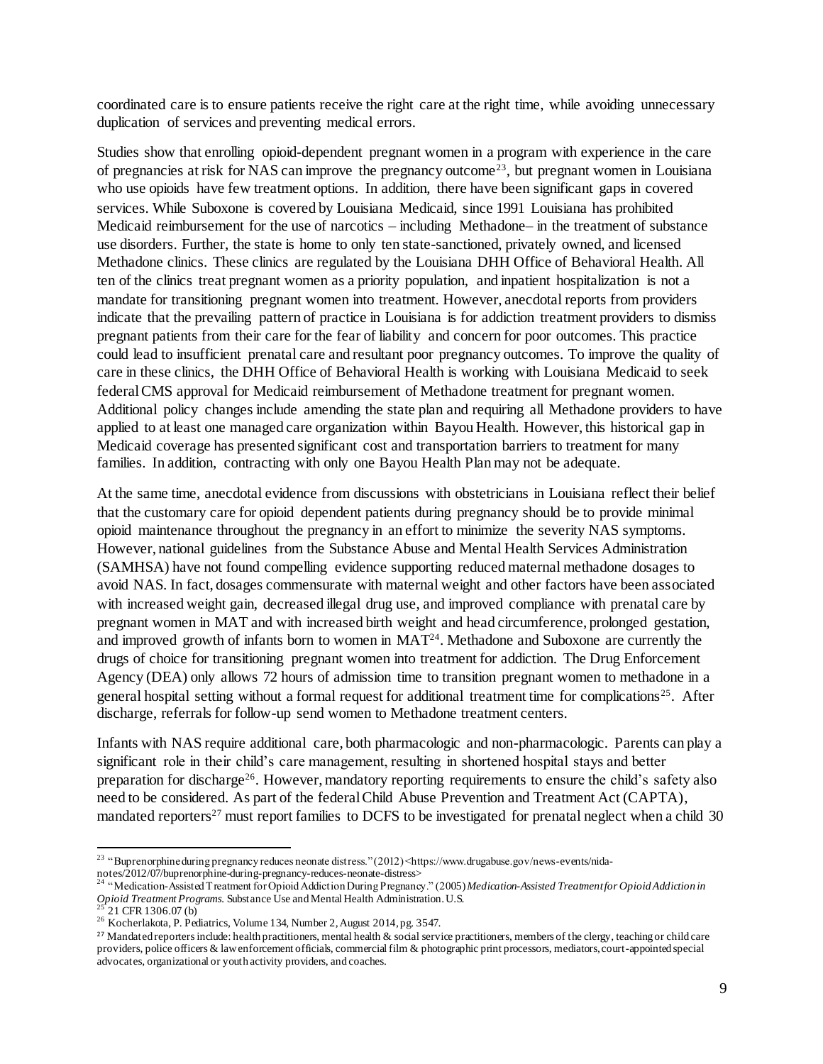coordinated care is to ensure patients receive the right care at the right time, while avoiding unnecessary duplication of services and preventing medical errors.

Studies show that enrolling opioid-dependent pregnant women in a program with experience in the care of pregnancies at risk for NAS can improve the pregnancy outcome[23], but pregnant women in Louisiana who use opioids have few treatment options. In addition, there have been significant gaps in covered services. While Suboxone is covered by Louisiana Medicaid, since 1991 Louisiana has prohibited Medicaid reimbursement for the use of narcotics – including Methadone– in the treatment of substance use disorders. Further, the state is home to only ten state-sanctioned, privately owned, and licensed Methadone clinics. These clinics are regulated by the Louisiana DHH Office of Behavioral Health. All ten of the clinics treat pregnant women as a priority population, and inpatient hospitalization is not a mandate for transitioning pregnant women into treatment. However, anecdotal reports from providers indicate that the prevailing pattern of practice in Louisiana is for addiction treatment providers to dismiss pregnant patients from their care for the fear of liability and concern for poor outcomes. This practice could lead to insufficient prenatal care and resultant poor pregnancy outcomes. To improve the quality of care in these clinics, the DHH Office of Behavioral Health is working with Louisiana Medicaid to seek federal CMS approval for Medicaid reimbursement of Methadone treatment for pregnant women. Additional policy changes include amending the state plan and requiring all Methadone providers to have applied to at least one managed care organization within Bayou Health. However, this historical gap in Medicaid coverage has presented significant cost and transportation barriers to treatment for many families. In addition, contracting with only one Bayou Health Plan may not be adequate.

At the same time, anecdotal evidence from discussions with obstetricians in Louisiana reflect their belief that the customary care for opioid dependent patients during pregnancy should be to provide minimal opioid maintenance throughout the pregnancy in an effort to minimize the severity NAS symptoms. However, national guidelines from the Substance Abuse and Mental Health Services Administration (SAMHSA) have not found compelling evidence supporting reduced maternal methadone dosages to avoid NAS. In fact, dosages commensurate with maternal weight and other factors have been associated with increased weight gain, decreased illegal drug use, and improved compliance with prenatal care by pregnant women in MAT and with increased birth weight and head circumference, prolonged gestation, and improved growth of infants born to women in MAT[24]. Methadone and Suboxone are currently the drugs of choice for transitioning pregnant women into treatment for addiction. The Drug Enforcement Agency (DEA) only allows 72 hours of admission time to transition pregnant women to methadone in a general hospital setting without a formal request for additional treatment time for complications[25]. After discharge, referrals for follow-up send women to Methadone treatment centers.

Infants with NAS require additional care, both pharmacologic and non-pharmacologic. Parents can play a significant role in their child's care management, resulting in shortened hospital stays and better preparation for discharge[26]. However, mandatory reporting requirements to ensure the child's safety also need to be considered. As part of the federal Child Abuse Prevention and Treatment Act (CAPTA), mandated reporters[27] must report families to DCFS to be investigated for prenatal neglect when a child 30

[23] "Buprenorphine during pregnancy reduces neonate distress." (2012) <https://www.drugabuse.gov/news-events/nida-notes/2012/07/buprenorphine-during-pregnancy-reduces-neonate-distress>

[24] "Medication-Assisted Treatment for Opioid Addiction During Pregnancy." (2005) *Medication-Assisted Treatment for Opioid Addiction in Opioid Treatment Programs.* Substance Use and Mental Health Administration. U.S.

[25] 21 CFR 1306.07 (b)

[26] Kocherlakota, P. Pediatrics, Volume 134, Number 2, August 2014, pg. 3547.

[27] Mandated reporters include: health practitioners, mental health & social service practitioners, members of the clergy, teaching or child care providers, police officers & law enforcement officials, commercial film & photographic print processors, mediators, court-appointed special advocates, organizational or youth activity providers, and coaches.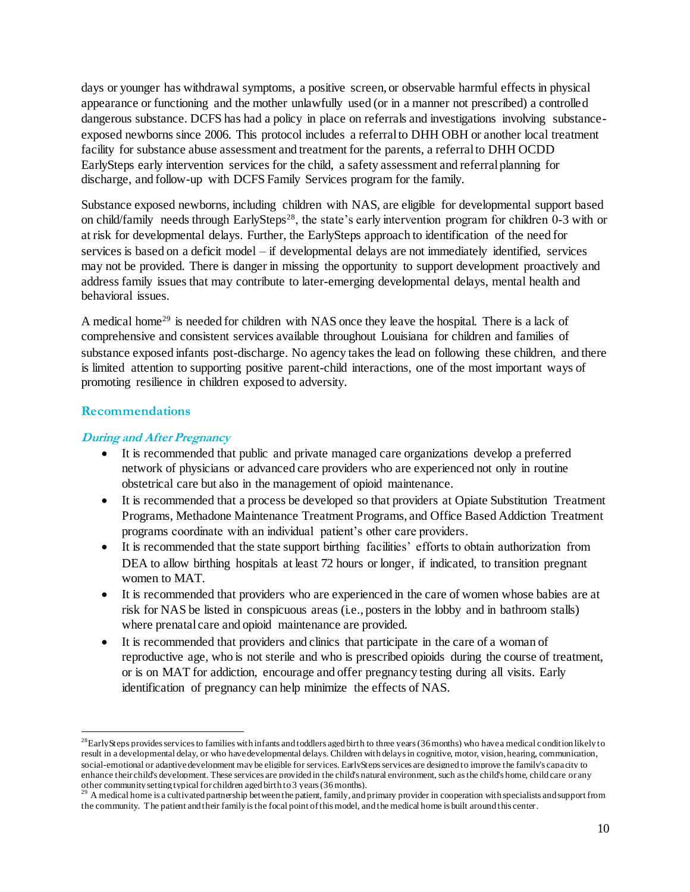days or younger has withdrawal symptoms, a positive screen, or observable harmful effects in physical appearance or functioning and the mother unlawfully used (or in a manner not prescribed) a controlled dangerous substance. DCFS has had a policy in place on referrals and investigations involving substance-exposed newborns since 2006. This protocol includes a referral to DHH OBH or another local treatment facility for substance abuse assessment and treatment for the parents, a referral to DHH OCDD EarlySteps early intervention services for the child, a safety assessment and referral planning for discharge, and follow-up with DCFS Family Services program for the family.

Substance exposed newborns, including children with NAS, are eligible for developmental support based on child/family needs through EarlySteps[28], the state's early intervention program for children 0-3 with or at risk for developmental delays. Further, the EarlySteps approach to identification of the need for services is based on a deficit model – if developmental delays are not immediately identified, services may not be provided. There is danger in missing the opportunity to support development proactively and address family issues that may contribute to later-emerging developmental delays, mental health and behavioral issues.

A medical home[29] is needed for children with NAS once they leave the hospital. There is a lack of comprehensive and consistent services available throughout Louisiana for children and families of substance exposed infants post-discharge. No agency takes the lead on following these children, and there is limited attention to supporting positive parent-child interactions, one of the most important ways of promoting resilience in children exposed to adversity.

## Recommendations

### *During and After Pregnancy*

- It is recommended that public and private managed care organizations develop a preferred network of physicians or advanced care providers who are experienced not only in routine obstetrical care but also in the management of opioid maintenance.
- It is recommended that a process be developed so that providers at Opiate Substitution Treatment Programs, Methadone Maintenance Treatment Programs, and Office Based Addiction Treatment programs coordinate with an individual patient's other care providers.
- It is recommended that the state support birthing facilities' efforts to obtain authorization from DEA to allow birthing hospitals at least 72 hours or longer, if indicated, to transition pregnant women to MAT.
- It is recommended that providers who are experienced in the care of women whose babies are at risk for NAS be listed in conspicuous areas (i.e., posters in the lobby and in bathroom stalls) where prenatal care and opioid maintenance are provided.
- It is recommended that providers and clinics that participate in the care of a woman of reproductive age, who is not sterile and who is prescribed opioids during the course of treatment, or is on MAT for addiction, encourage and offer pregnancy testing during all visits. Early identification of pregnancy can help minimize the effects of NAS.

---

[28] EarlySteps provides services to families with infants and toddlers aged birth to three years (36 months) who have a medical condition likely to result in a developmental delay, or who have developmental delays. Children with delays in cognitive, motor, vision, hearing, communication, social-emotional or adaptive development may be eligible for services. EarlySteps services are designed to improve the family's capacity to enhance their child's development. These services are provided in the child's natural environment, such as the child's home, child care or any other community setting typical for children aged birth to 3 years (36 months).

[29] A medical home is a cultivated partnership between the patient, family, and primary provider in cooperation with specialists and support from the community. The patient and their family is the focal point of this model, and the medical home is built around this center.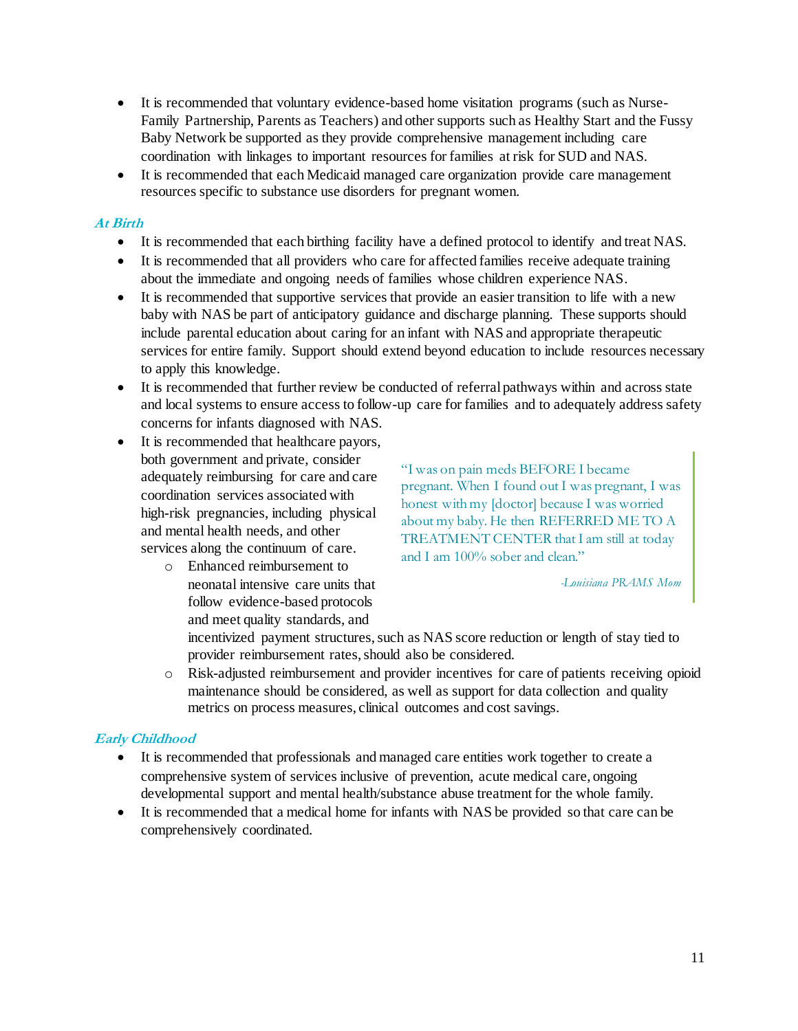- It is recommended that voluntary evidence-based home visitation programs (such as Nurse-Family Partnership, Parents as Teachers) and other supports such as Healthy Start and the Fussy Baby Network be supported as they provide comprehensive management including care coordination with linkages to important resources for families at risk for SUD and NAS.
- It is recommended that each Medicaid managed care organization provide care management resources specific to substance use disorders for pregnant women.

***At Birth***

- It is recommended that each birthing facility have a defined protocol to identify and treat NAS.
- It is recommended that all providers who care for affected families receive adequate training about the immediate and ongoing needs of families whose children experience NAS.
- It is recommended that supportive services that provide an easier transition to life with a new baby with NAS be part of anticipatory guidance and discharge planning. These supports should include parental education about caring for an infant with NAS and appropriate therapeutic services for entire family. Support should extend beyond education to include resources necessary to apply this knowledge.
- It is recommended that further review be conducted of referral pathways within and across state and local systems to ensure access to follow-up care for families and to adequately address safety concerns for infants diagnosed with NAS.
- It is recommended that healthcare payors, both government and private, consider adequately reimbursing for care and care coordination services associated with high-risk pregnancies, including physical and mental health needs, and other services along the continuum of care.
  - Enhanced reimbursement to neonatal intensive care units that follow evidence-based protocols and meet quality standards, and incentivized payment structures, such as NAS score reduction or length of stay tied to provider reimbursement rates, should also be considered.
  - Risk-adjusted reimbursement and provider incentives for care of patients receiving opioid maintenance should be considered, as well as support for data collection and quality metrics on process measures, clinical outcomes and cost savings.

> "I was on pain meds BEFORE I became pregnant. When I found out I was pregnant, I was honest with my [doctor] because I was worried about my baby. He then REFERRED ME TO A TREATMENT CENTER that I am still at today and I am 100% sober and clean."
>
> *-Louisiana PRAMS Mom*

***Early Childhood***

- It is recommended that professionals and managed care entities work together to create a comprehensive system of services inclusive of prevention, acute medical care, ongoing developmental support and mental health/substance abuse treatment for the whole family.
- It is recommended that a medical home for infants with NAS be provided so that care can be comprehensively coordinated.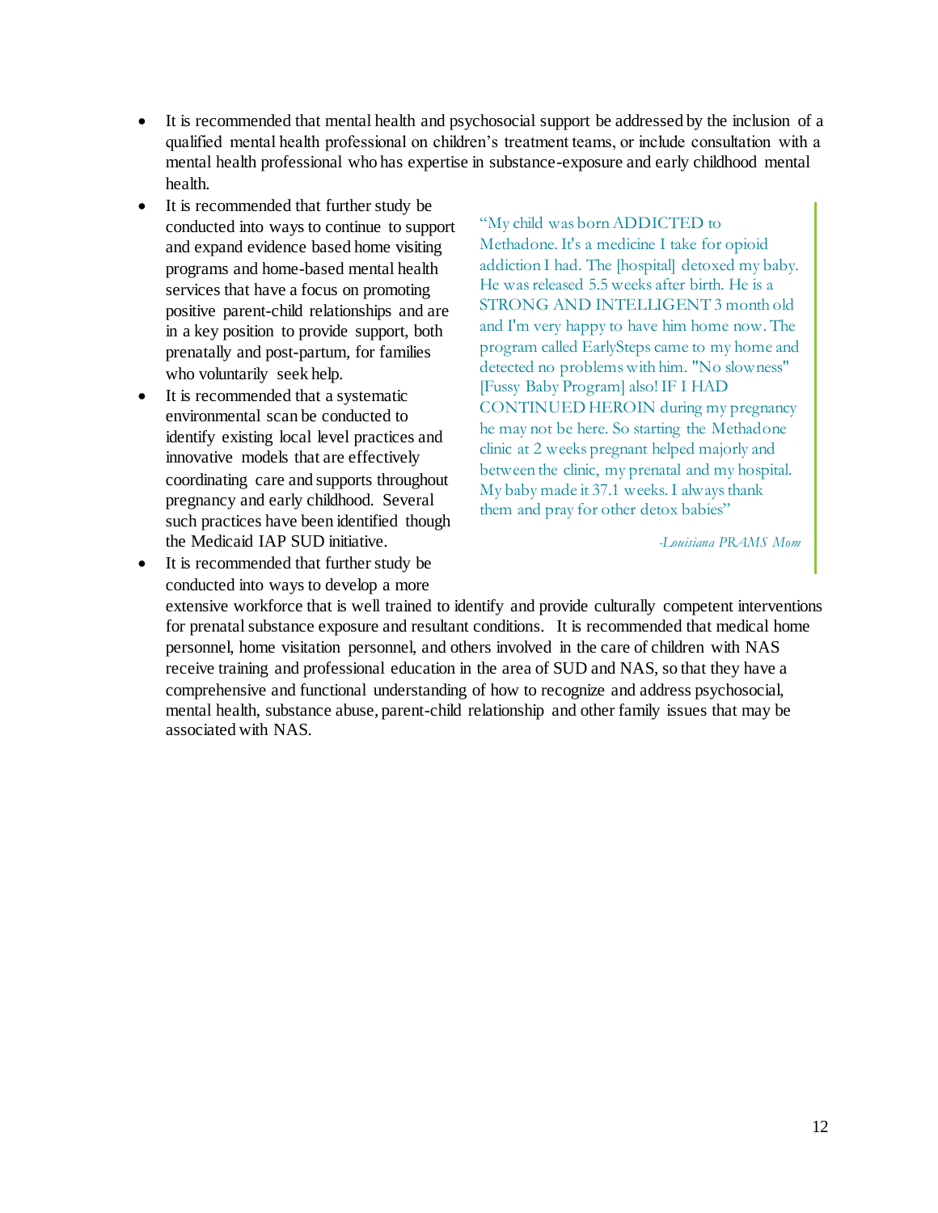- It is recommended that mental health and psychosocial support be addressed by the inclusion of a qualified mental health professional on children's treatment teams, or include consultation with a mental health professional who has expertise in substance-exposure and early childhood mental health.
- It is recommended that further study be conducted into ways to continue to support and expand evidence based home visiting programs and home-based mental health services that have a focus on promoting positive parent-child relationships and are in a key position to provide support, both prenatally and post-partum, for families who voluntarily seek help.
- It is recommended that a systematic environmental scan be conducted to identify existing local level practices and innovative models that are effectively coordinating care and supports throughout pregnancy and early childhood. Several such practices have been identified though the Medicaid IAP SUD initiative.
- It is recommended that further study be conducted into ways to develop a more extensive workforce that is well trained to identify and provide culturally competent interventions for prenatal substance exposure and resultant conditions. It is recommended that medical home personnel, home visitation personnel, and others involved in the care of children with NAS receive training and professional education in the area of SUD and NAS, so that they have a comprehensive and functional understanding of how to recognize and address psychosocial, mental health, substance abuse, parent-child relationship and other family issues that may be associated with NAS.

> "My child was born ADDICTED to Methadone. It's a medicine I take for opioid addiction I had. The [hospital] detoxed my baby. He was released 5.5 weeks after birth. He is a STRONG AND INTELLIGENT 3 month old and I'm very happy to have him home now. The program called EarlySteps came to my home and detected no problems with him. "No slowness" [Fussy Baby Program] also! IF I HAD CONTINUED HEROIN during my pregnancy he may not be here. So starting the Methadone clinic at 2 weeks pregnant helped majorly and between the clinic, my prenatal and my hospital. My baby made it 37.1 weeks. I always thank them and pray for other detox babies"
>
> *-Louisiana PRAMS Mom*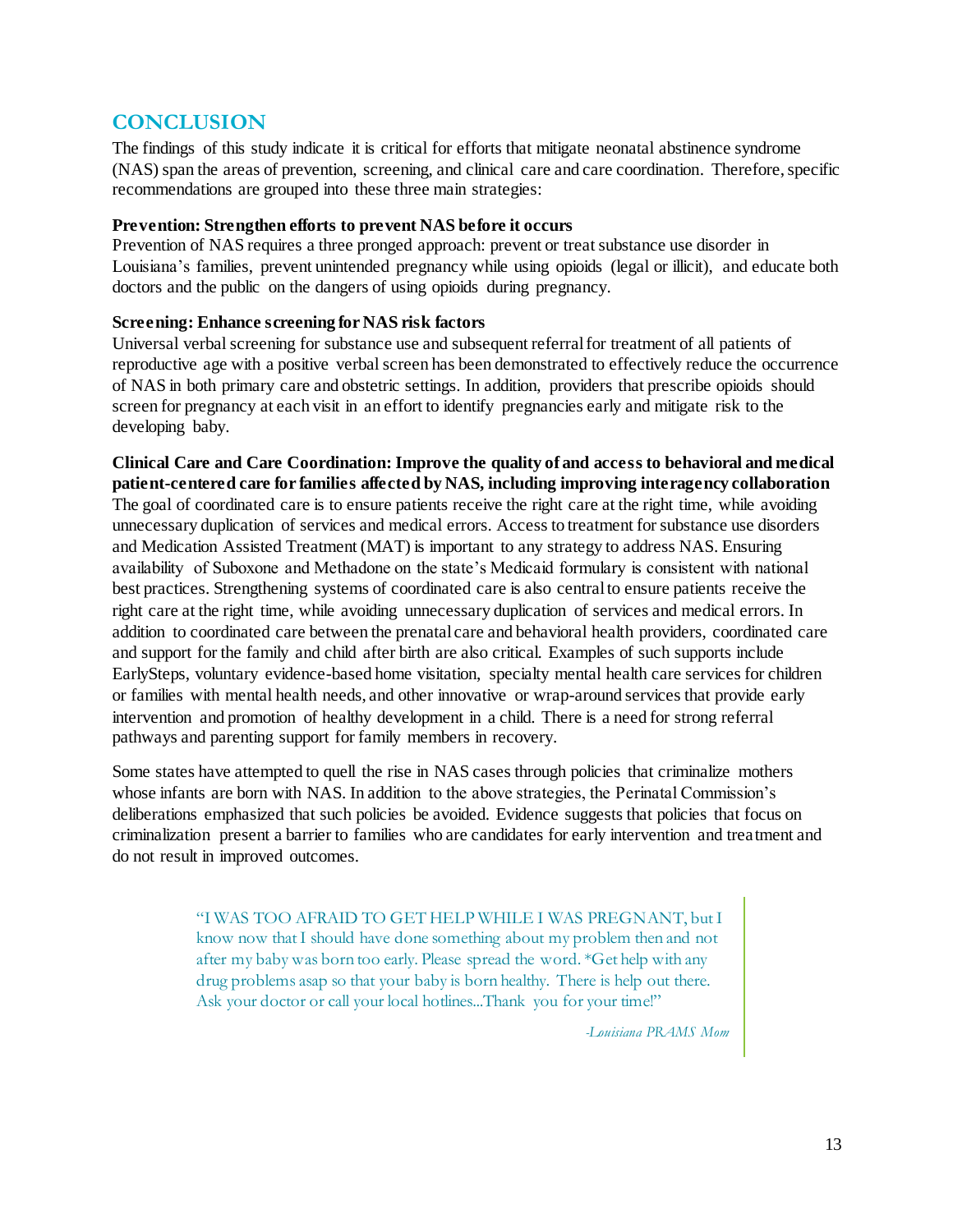## CONCLUSION

The findings of this study indicate it is critical for efforts that mitigate neonatal abstinence syndrome (NAS) span the areas of prevention, screening, and clinical care and care coordination. Therefore, specific recommendations are grouped into these three main strategies:

**Prevention: Strengthen efforts to prevent NAS before it occurs**

Prevention of NAS requires a three pronged approach: prevent or treat substance use disorder in Louisiana's families, prevent unintended pregnancy while using opioids (legal or illicit), and educate both doctors and the public on the dangers of using opioids during pregnancy.

**Screening: Enhance screening for NAS risk factors**

Universal verbal screening for substance use and subsequent referral for treatment of all patients of reproductive age with a positive verbal screen has been demonstrated to effectively reduce the occurrence of NAS in both primary care and obstetric settings. In addition, providers that prescribe opioids should screen for pregnancy at each visit in an effort to identify pregnancies early and mitigate risk to the developing baby.

**Clinical Care and Care Coordination: Improve the quality of and access to behavioral and medical patient-centered care for families affected by NAS, including improving interagency collaboration**

The goal of coordinated care is to ensure patients receive the right care at the right time, while avoiding unnecessary duplication of services and medical errors. Access to treatment for substance use disorders and Medication Assisted Treatment (MAT) is important to any strategy to address NAS. Ensuring availability of Suboxone and Methadone on the state's Medicaid formulary is consistent with national best practices. Strengthening systems of coordinated care is also central to ensure patients receive the right care at the right time, while avoiding unnecessary duplication of services and medical errors. In addition to coordinated care between the prenatal care and behavioral health providers, coordinated care and support for the family and child after birth are also critical. Examples of such supports include EarlySteps, voluntary evidence-based home visitation, specialty mental health care services for children or families with mental health needs, and other innovative or wrap-around services that provide early intervention and promotion of healthy development in a child. There is a need for strong referral pathways and parenting support for family members in recovery.

Some states have attempted to quell the rise in NAS cases through policies that criminalize mothers whose infants are born with NAS. In addition to the above strategies, the Perinatal Commission's deliberations emphasized that such policies be avoided. Evidence suggests that policies that focus on criminalization present a barrier to families who are candidates for early intervention and treatment and do not result in improved outcomes.

> "I WAS TOO AFRAID TO GET HELP WHILE I WAS PREGNANT, but I know now that I should have done something about my problem then and not after my baby was born too early. Please spread the word. *Get help with any drug problems asap so that your baby is born healthy. There is help out there. Ask your doctor or call your local hotlines...Thank you for your time!"
>
> *-Louisiana PRAMS Mom*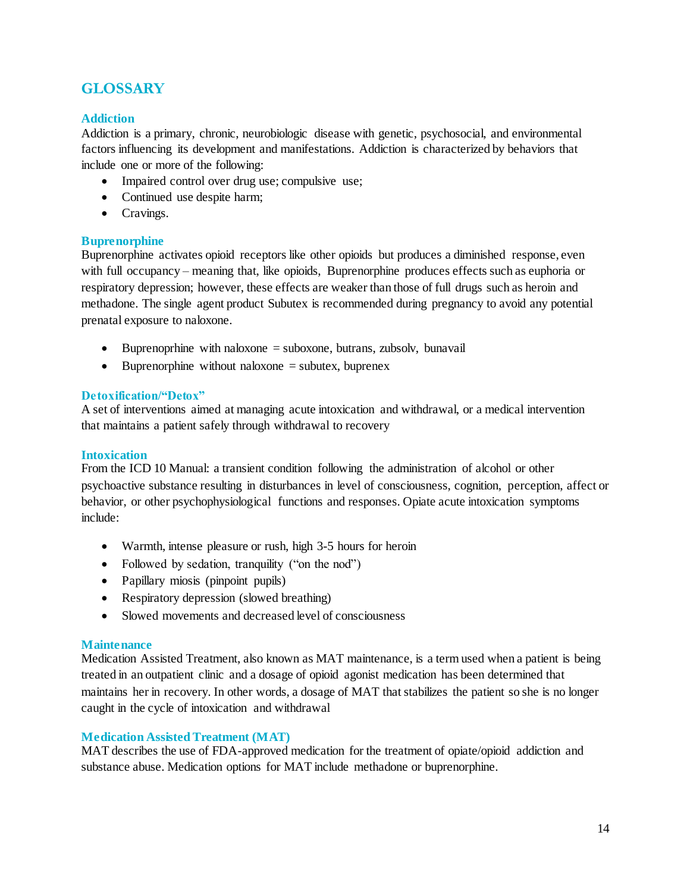## GLOSSARY

### Addiction

Addiction is a primary, chronic, neurobiologic disease with genetic, psychosocial, and environmental factors influencing its development and manifestations. Addiction is characterized by behaviors that include one or more of the following:

- Impaired control over drug use; compulsive use;
- Continued use despite harm;
- Cravings.

### Buprenorphine

Buprenorphine activates opioid receptors like other opioids but produces a diminished response, even with full occupancy – meaning that, like opioids, Buprenorphine produces effects such as euphoria or respiratory depression; however, these effects are weaker than those of full drugs such as heroin and methadone. The single agent product Subutex is recommended during pregnancy to avoid any potential prenatal exposure to naloxone.

- Buprenoprhine with naloxone = suboxone, butrans, zubsolv, bunavail
- Buprenorphine without naloxone = subutex, buprenex

### Detoxification/"Detox"

A set of interventions aimed at managing acute intoxication and withdrawal, or a medical intervention that maintains a patient safely through withdrawal to recovery

### Intoxication

From the ICD 10 Manual: a transient condition following the administration of alcohol or other psychoactive substance resulting in disturbances in level of consciousness, cognition, perception, affect or behavior, or other psychophysiological functions and responses. Opiate acute intoxication symptoms include:

- Warmth, intense pleasure or rush, high 3-5 hours for heroin
- Followed by sedation, tranquility ("on the nod")
- Papillary miosis (pinpoint pupils)
- Respiratory depression (slowed breathing)
- Slowed movements and decreased level of consciousness

### Maintenance

Medication Assisted Treatment, also known as MAT maintenance, is a term used when a patient is being treated in an outpatient clinic and a dosage of opioid agonist medication has been determined that maintains her in recovery. In other words, a dosage of MAT that stabilizes the patient so she is no longer caught in the cycle of intoxication and withdrawal

### Medication Assisted Treatment (MAT)

MAT describes the use of FDA-approved medication for the treatment of opiate/opioid addiction and substance abuse. Medication options for MAT include methadone or buprenorphine.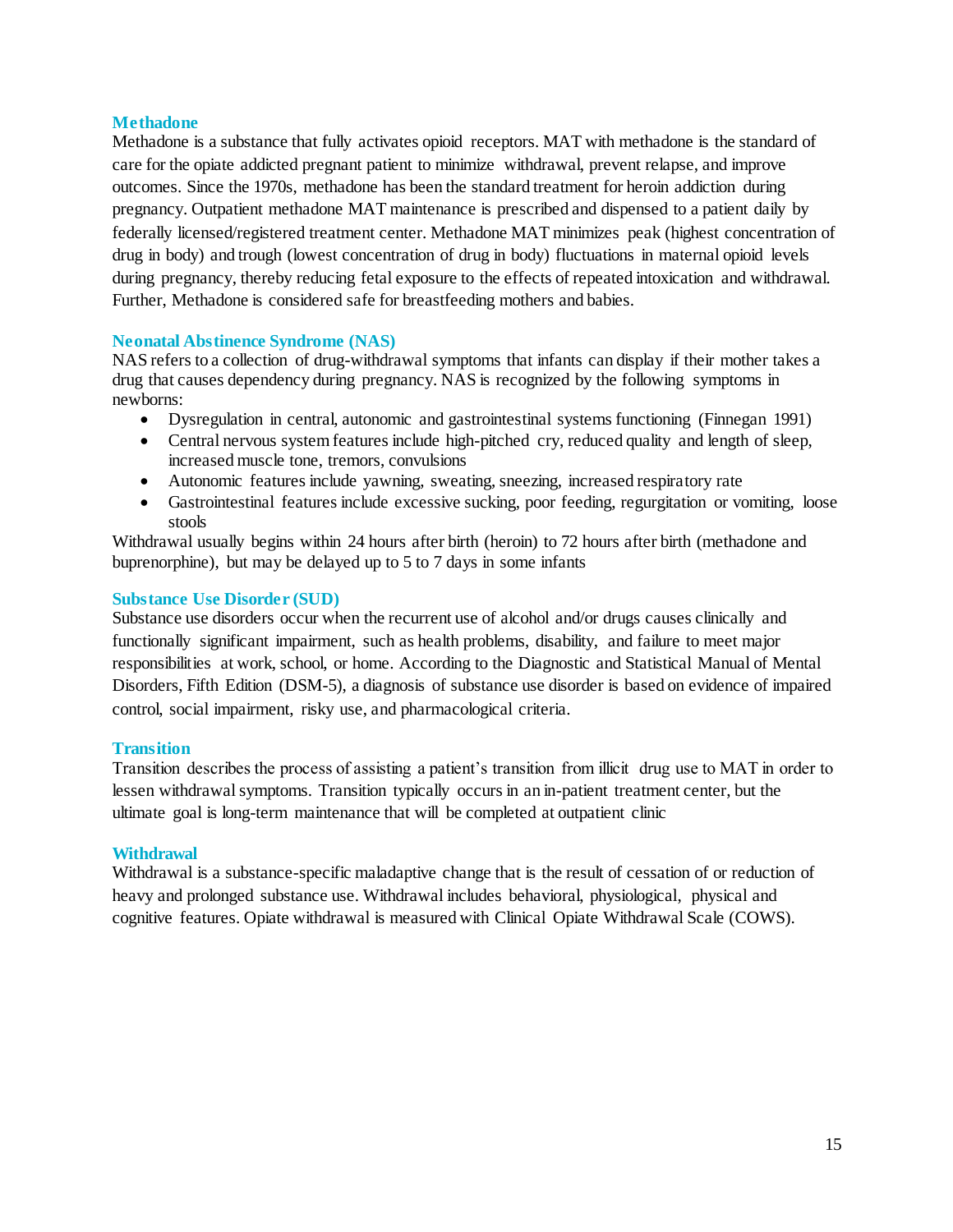### Methadone

Methadone is a substance that fully activates opioid receptors. MAT with methadone is the standard of care for the opiate addicted pregnant patient to minimize withdrawal, prevent relapse, and improve outcomes. Since the 1970s, methadone has been the standard treatment for heroin addiction during pregnancy. Outpatient methadone MAT maintenance is prescribed and dispensed to a patient daily by federally licensed/registered treatment center. Methadone MAT minimizes peak (highest concentration of drug in body) and trough (lowest concentration of drug in body) fluctuations in maternal opioid levels during pregnancy, thereby reducing fetal exposure to the effects of repeated intoxication and withdrawal. Further, Methadone is considered safe for breastfeeding mothers and babies.

### Neonatal Abstinence Syndrome (NAS)

NAS refers to a collection of drug-withdrawal symptoms that infants can display if their mother takes a drug that causes dependency during pregnancy. NAS is recognized by the following symptoms in newborns:

- Dysregulation in central, autonomic and gastrointestinal systems functioning (Finnegan 1991)
- Central nervous system features include high-pitched cry, reduced quality and length of sleep, increased muscle tone, tremors, convulsions
- Autonomic features include yawning, sweating, sneezing, increased respiratory rate
- Gastrointestinal features include excessive sucking, poor feeding, regurgitation or vomiting, loose stools

Withdrawal usually begins within 24 hours after birth (heroin) to 72 hours after birth (methadone and buprenorphine), but may be delayed up to 5 to 7 days in some infants

### Substance Use Disorder (SUD)

Substance use disorders occur when the recurrent use of alcohol and/or drugs causes clinically and functionally significant impairment, such as health problems, disability, and failure to meet major responsibilities at work, school, or home. According to the Diagnostic and Statistical Manual of Mental Disorders, Fifth Edition (DSM-5), a diagnosis of substance use disorder is based on evidence of impaired control, social impairment, risky use, and pharmacological criteria.

### Transition

Transition describes the process of assisting a patient's transition from illicit drug use to MAT in order to lessen withdrawal symptoms. Transition typically occurs in an in-patient treatment center, but the ultimate goal is long-term maintenance that will be completed at outpatient clinic

### Withdrawal

Withdrawal is a substance-specific maladaptive change that is the result of cessation of or reduction of heavy and prolonged substance use. Withdrawal includes behavioral, physiological, physical and cognitive features. Opiate withdrawal is measured with Clinical Opiate Withdrawal Scale (COWS).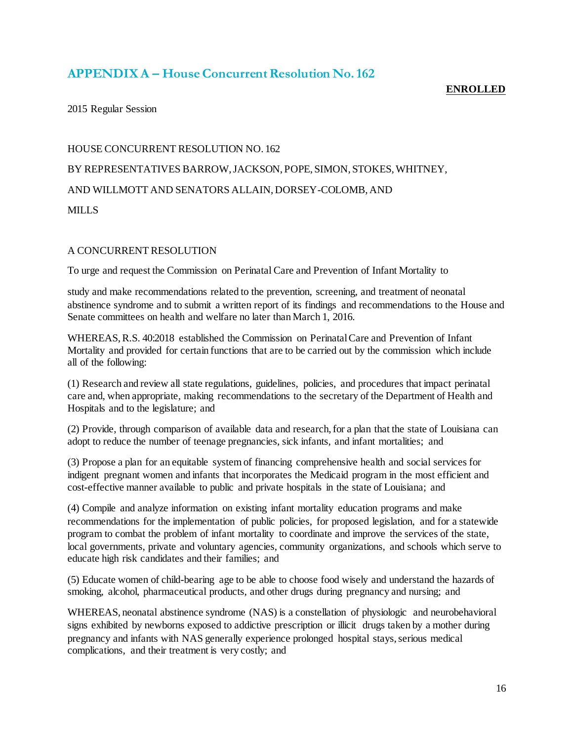## APPENDIX A – House Concurrent Resolution No. 162

**ENROLLED**

2015 Regular Session

HOUSE CONCURRENT RESOLUTION NO. 162

BY REPRESENTATIVES BARROW, JACKSON, POPE, SIMON, STOKES, WHITNEY,

AND WILLMOTT AND SENATORS ALLAIN, DORSEY-COLOMB, AND

MILLS

A CONCURRENT RESOLUTION

To urge and request the Commission on Perinatal Care and Prevention of Infant Mortality to

study and make recommendations related to the prevention, screening, and treatment of neonatal abstinence syndrome and to submit a written report of its findings and recommendations to the House and Senate committees on health and welfare no later than March 1, 2016.

WHEREAS, R.S. 40:2018 established the Commission on Perinatal Care and Prevention of Infant Mortality and provided for certain functions that are to be carried out by the commission which include all of the following:

(1) Research and review all state regulations, guidelines, policies, and procedures that impact perinatal care and, when appropriate, making recommendations to the secretary of the Department of Health and Hospitals and to the legislature; and

(2) Provide, through comparison of available data and research, for a plan that the state of Louisiana can adopt to reduce the number of teenage pregnancies, sick infants, and infant mortalities; and

(3) Propose a plan for an equitable system of financing comprehensive health and social services for indigent pregnant women and infants that incorporates the Medicaid program in the most efficient and cost-effective manner available to public and private hospitals in the state of Louisiana; and

(4) Compile and analyze information on existing infant mortality education programs and make recommendations for the implementation of public policies, for proposed legislation, and for a statewide program to combat the problem of infant mortality to coordinate and improve the services of the state, local governments, private and voluntary agencies, community organizations, and schools which serve to educate high risk candidates and their families; and

(5) Educate women of child-bearing age to be able to choose food wisely and understand the hazards of smoking, alcohol, pharmaceutical products, and other drugs during pregnancy and nursing; and

WHEREAS, neonatal abstinence syndrome (NAS) is a constellation of physiologic and neurobehavioral signs exhibited by newborns exposed to addictive prescription or illicit drugs taken by a mother during pregnancy and infants with NAS generally experience prolonged hospital stays, serious medical complications, and their treatment is very costly; and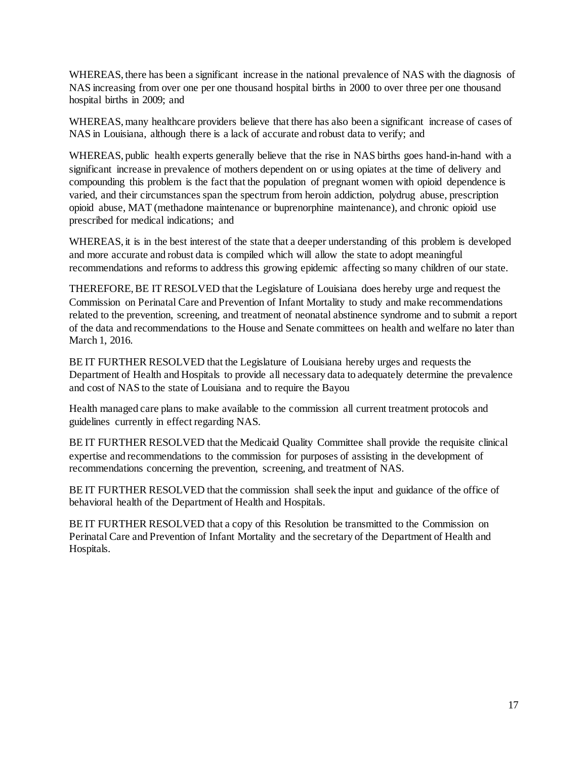WHEREAS, there has been a significant increase in the national prevalence of NAS with the diagnosis of NAS increasing from over one per one thousand hospital births in 2000 to over three per one thousand hospital births in 2009; and

WHEREAS, many healthcare providers believe that there has also been a significant increase of cases of NAS in Louisiana, although there is a lack of accurate and robust data to verify; and

WHEREAS, public health experts generally believe that the rise in NAS births goes hand-in-hand with a significant increase in prevalence of mothers dependent on or using opiates at the time of delivery and compounding this problem is the fact that the population of pregnant women with opioid dependence is varied, and their circumstances span the spectrum from heroin addiction, polydrug abuse, prescription opioid abuse, MAT (methadone maintenance or buprenorphine maintenance), and chronic opioid use prescribed for medical indications; and

WHEREAS, it is in the best interest of the state that a deeper understanding of this problem is developed and more accurate and robust data is compiled which will allow the state to adopt meaningful recommendations and reforms to address this growing epidemic affecting so many children of our state.

THEREFORE, BE IT RESOLVED that the Legislature of Louisiana does hereby urge and request the Commission on Perinatal Care and Prevention of Infant Mortality to study and make recommendations related to the prevention, screening, and treatment of neonatal abstinence syndrome and to submit a report of the data and recommendations to the House and Senate committees on health and welfare no later than March 1, 2016.

BE IT FURTHER RESOLVED that the Legislature of Louisiana hereby urges and requests the Department of Health and Hospitals to provide all necessary data to adequately determine the prevalence and cost of NAS to the state of Louisiana and to require the Bayou Health managed care plans to make available to the commission all current treatment protocols and guidelines currently in effect regarding NAS.

BE IT FURTHER RESOLVED that the Medicaid Quality Committee shall provide the requisite clinical expertise and recommendations to the commission for purposes of assisting in the development of recommendations concerning the prevention, screening, treatment of NAS.

BE IT FURTHER RESOLVED that the commission shall seek the input and guidance of the office of behavioral health of the Department of Health and Hospitals.

BE IT FURTHER RESOLVED that a copy of this Resolution be transmitted to the Commission on Perinatal Care and Prevention of Infant Mortality and the secretary of the Department of Health and Hospitals.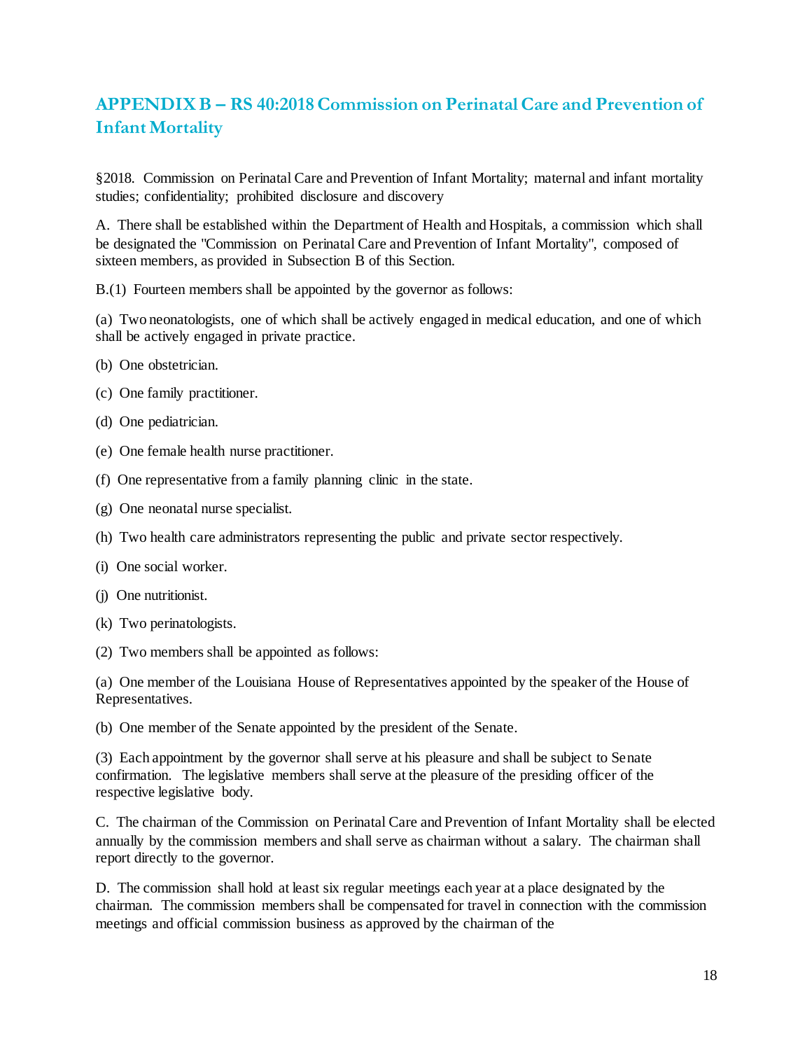## APPENDIX B – RS 40:2018 Commission on Perinatal Care and Prevention of Infant Mortality

§2018. Commission on Perinatal Care and Prevention of Infant Mortality; maternal and infant mortality studies; confidentiality; prohibited disclosure and discovery

A. There shall be established within the Department of Health and Hospitals, a commission which shall be designated the "Commission on Perinatal Care and Prevention of Infant Mortality", composed of sixteen members, as provided in Subsection B of this Section.

B.(1) Fourteen members shall be appointed by the governor as follows:

(a) Two neonatologists, one of which shall be actively engaged in medical education, and one of which shall be actively engaged in private practice.

(b) One obstetrician.

(c) One family practitioner.

(d) One pediatrician.

(e) One female health nurse practitioner.

(f) One representative from a family planning clinic in the state.

(g) One neonatal nurse specialist.

(h) Two health care administrators representing the public and private sector respectively.

(i) One social worker.

(j) One nutritionist.

(k) Two perinatologists.

(2) Two members shall be appointed as follows:

(a) One member of the Louisiana House of Representatives appointed by the speaker of the House of Representatives.

(b) One member of the Senate appointed by the president of the Senate.

(3) Each appointment by the governor shall serve at his pleasure and shall be subject to Senate confirmation. The legislative members shall serve at the pleasure of the presiding officer of the respective legislative body.

C. The chairman of the Commission on Perinatal Care and Prevention of Infant Mortality shall be elected annually by the commission members and shall serve as chairman without a salary. The chairman shall report directly to the governor.

D. The commission shall hold at least six regular meetings each year at a place designated by the chairman. The commission members shall be compensated for travel in connection with the commission meetings and official commission business as approved by the chairman of the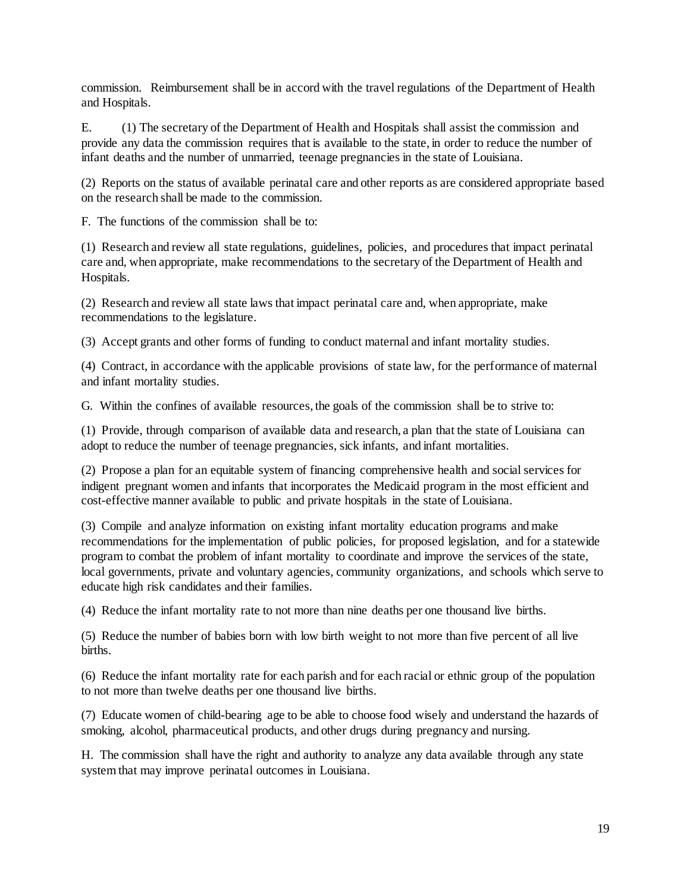commission. Reimbursement shall be in accord with the travel regulations of the Department of Health and Hospitals.

E. (1) The secretary of the Department of Health and Hospitals shall assist the commission and provide any data the commission requires that is available to the state, in order to reduce the number of infant deaths and the number of unmarried, teenage pregnancies in the state of Louisiana.

(2) Reports on the status of available perinatal care and other reports as are considered appropriate based on the research shall be made to the commission.

F. The functions of the commission shall be to:

(1) Research and review all state regulations, guidelines, policies, and procedures that impact perinatal care and, when appropriate, make recommendations to the secretary of the Department of Health and Hospitals.

(2) Research and review all state laws that impact perinatal care and, when appropriate, make recommendations to the legislature.

(3) Accept grants and other forms of funding to conduct maternal and infant mortality studies.

(4) Contract, in accordance with the applicable provisions of state law, for the performance of maternal and infant mortality studies.

G. Within the confines of available resources, the goals of the commission shall be to strive to:

(1) Provide, through comparison of available data and research, a plan that the state of Louisiana can adopt to reduce the number of teenage pregnancies, sick infants, and infant mortalities.

(2) Propose a plan for an equitable system of financing comprehensive health and social services for indigent pregnant women and infants that incorporates the Medicaid program in the most efficient and cost-effective manner available to public and private hospitals in the state of Louisiana.

(3) Compile and analyze information on existing infant mortality education programs and make recommendations for the implementation of public policies, for proposed legislation, and for a statewide program to combat the problem of infant mortality to coordinate and improve the services of the state, local governments, private and voluntary agencies, community organizations, and schools which serve to educate high risk candidates and their families.

(4) Reduce the infant mortality rate to not more than nine deaths per one thousand live births.

(5) Reduce the number of babies born with low birth weight to not more than five percent of all live births.

(6) Reduce the infant mortality rate for each parish and for each racial or ethnic group of the population to not more than twelve deaths per one thousand live births.

(7) Educate women of child-bearing age to be able to choose food wisely and understand the hazards of smoking, alcohol, pharmaceutical products, and other drugs during pregnancy and nursing.

H. The commission shall have the right and authority to analyze any data available through any state system that may improve perinatal outcomes in Louisiana.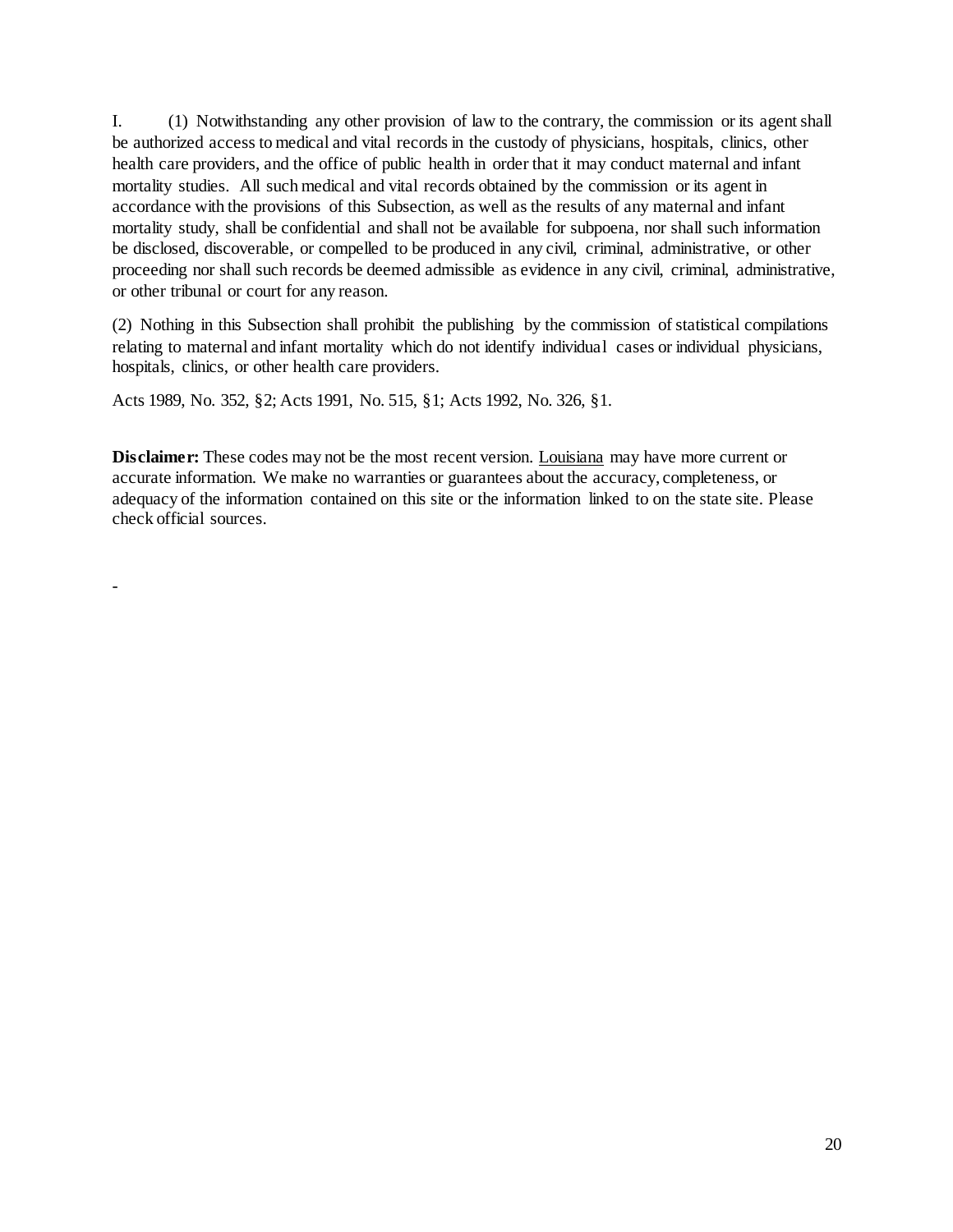I. (1) Notwithstanding any other provision of law to the contrary, the commission or its agent shall be authorized access to medical and vital records in the custody of physicians, hospitals, clinics, other health care providers, and the office of public health in order that it may conduct maternal and infant mortality studies. All such medical and vital records obtained by the commission or its agent in accordance with the provisions of this Subsection, as well as the results of any maternal and infant mortality study, shall be confidential and shall not be available for subpoena, nor shall such information be disclosed, discoverable, or compelled to be produced in any civil, criminal, administrative, or other proceeding nor shall such records be deemed admissible as evidence in any civil, criminal, administrative, or other tribunal or court for any reason.

(2) Nothing in this Subsection shall prohibit the publishing by the commission of statistical compilations relating to maternal and infant mortality which do not identify individual cases or individual physicians, hospitals, clinics, or other health care providers.

Acts 1989, No. 352, §2; Acts 1991, No. 515, §1; Acts 1992, No. 326, §1.

**Disclaimer:** These codes may not be the most recent version. Louisiana may have more current or accurate information. We make no warranties or guarantees about the accuracy, completeness, or adequacy of the information contained on this site or the information linked to on the state site. Please check official sources.

-